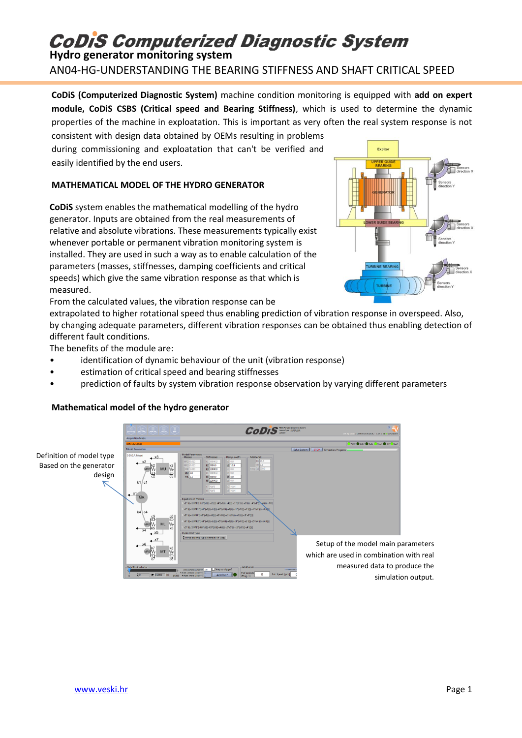# CoDiS Computerized Diagnostic System

## Hydro generator monitoring system

AN04-HG-UNDERSTANDING THE BEARING STIFFNESS AND SHAFT CRITICAL SPEED

**CoDiS (Computerized Diagnostic System)** machine condition monitoring is equipped with **add on expert module, CoDiS CSBS (Critical speed and Bearing Stiffness)**, which is used to determine the dynamic properties of the machine in exploatation. This is important as very often the real system response is not consistent with design data obtained by OEMs resulting in problems during commissioning and exploatation that can't be verified and easily identified by the end users.

### MATHEMATICAL MODEL OF THE HYDRO GENERATOR

**CoDiS** system enables the mathematical modelling of the hydro generator. Inputs are obtained from the real measurements of relative and absolute vibrations. These measurements typically exist whenever portable or permanent vibration monitoring system is installed. They are used in such a way as to enable calculation of the parameters (masses, stiffnesses, damping coefficients and critical speeds) which give the same vibration response as that which is measured.

From the calculated values, the vibration response can be extrapolated to higher rotational speed thus enabling prediction of vibration response in overspeed. Also, by changing adequate parameters, different vibration responses can be obtained thus enabling detection of different fault conditions.

The benefits of the module are:

- identification of dynamic behaviour of the unit (vibration response)
- estimation of critical speed and bearing stiffnesses
- prediction of faults by system vibration response observation by varying different parameters

### Mathematical model of the hydro generator

Definition of model type Based on the generator design

Setup of the model main parameters which are used in combination with real measured data to produce the simulation output.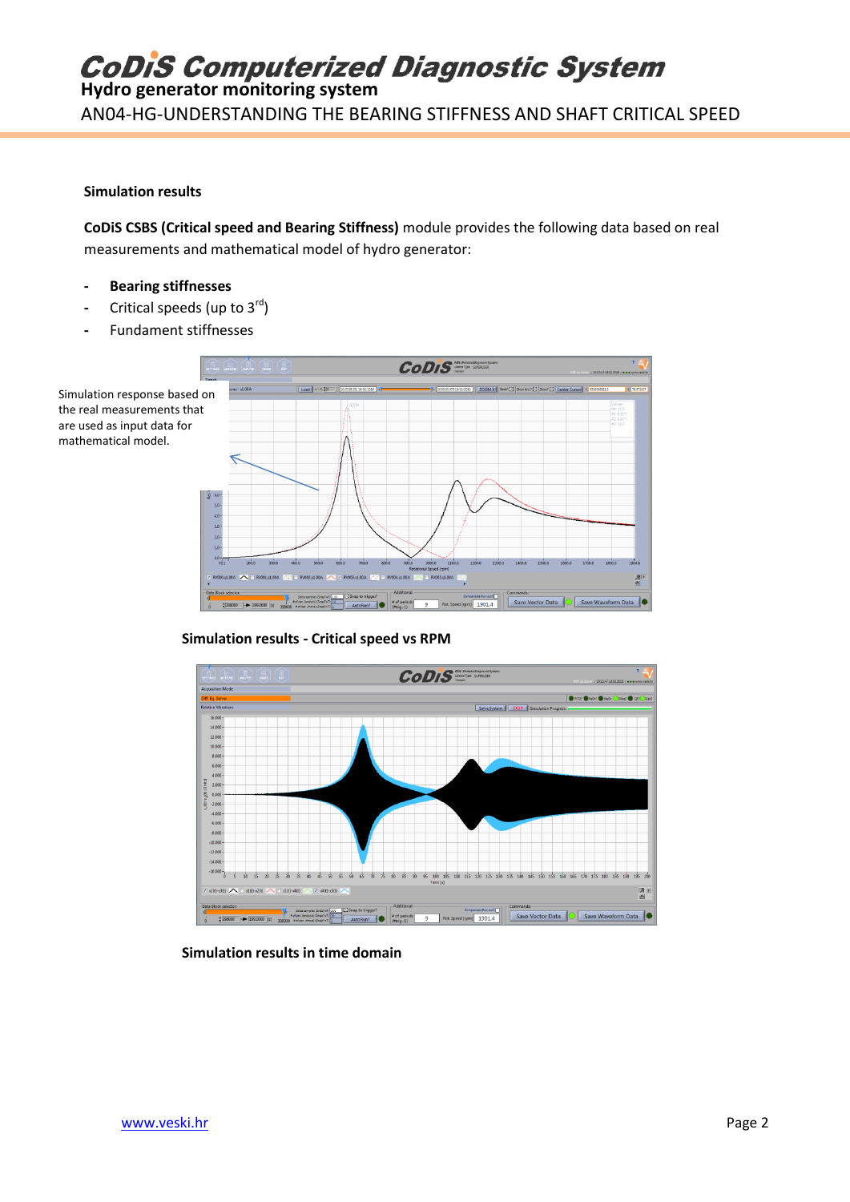### Simulation results

**CoDiS CSBS (Critical speed and Bearing Stiffness)** module provides the following data based on real measurements and mathematical model of hydro generator:

- **Bearing stiffnesses**
- Critical speeds (up to 3rd)
- Fundament stiffnesses

Simulation response based on the real measurements that are used as input data for mathematical model.

**Simulation results - Critical speed vs RPM**

**Simulation results in time domain**